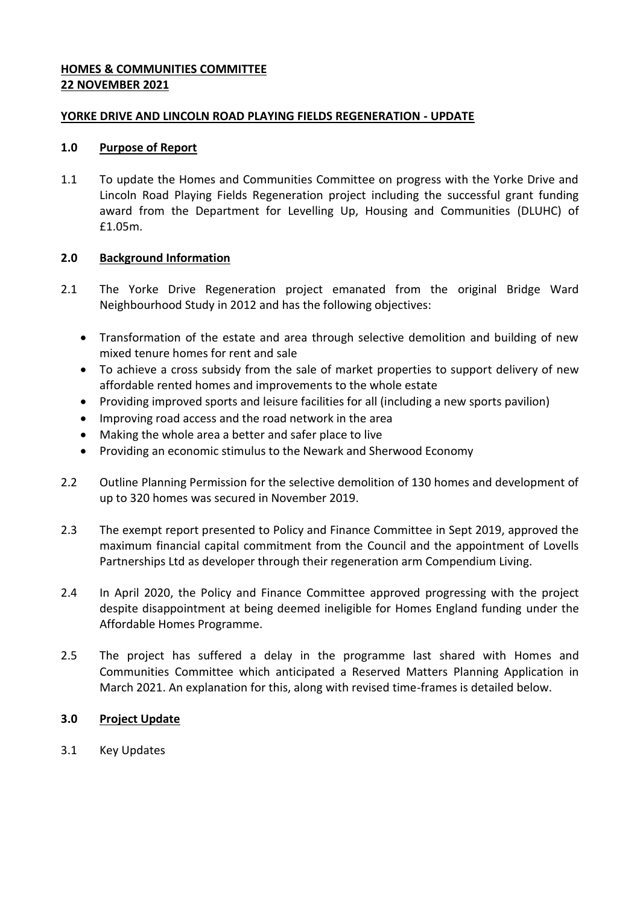**HOMES & COMMUNITIES COMMITTEE**
**22 NOVEMBER 2021**

**YORKE DRIVE AND LINCOLN ROAD PLAYING FIELDS REGENERATION - UPDATE**

## 1.0 Purpose of Report

1.1 To update the Homes and Communities Committee on progress with the Yorke Drive and Lincoln Road Playing Fields Regeneration project including the successful grant funding award from the Department for Levelling Up, Housing and Communities (DLUHC) of £1.05m.

## 2.0 Background Information

2.1 The Yorke Drive Regeneration project emanated from the original Bridge Ward Neighbourhood Study in 2012 and has the following objectives:

- Transformation of the estate and area through selective demolition and building of new mixed tenure homes for rent and sale
- To achieve a cross subsidy from the sale of market properties to support delivery of new affordable rented homes and improvements to the whole estate
- Providing improved sports and leisure facilities for all (including a new sports pavilion)
- Improving road access and the road network in the area
- Making the whole area a better and safer place to live
- Providing an economic stimulus to the Newark and Sherwood Economy

2.2 Outline Planning Permission for the selective demolition of 130 homes and development of up to 320 homes was secured in November 2019.

2.3 The exempt report presented to Policy and Finance Committee in Sept 2019, approved the maximum financial capital commitment from the Council and the appointment of Lovells Partnerships Ltd as developer through their regeneration arm Compendium Living.

2.4 In April 2020, the Policy and Finance Committee approved progressing with the project despite disappointment at being deemed ineligible for Homes England funding under the Affordable Homes Programme.

2.5 The project has suffered a delay in the programme last shared with Homes and Communities Committee which anticipated a Reserved Matters Planning Application in March 2021. An explanation for this, along with revised time-frames is detailed below.

## 3.0 Project Update

3.1 Key Updates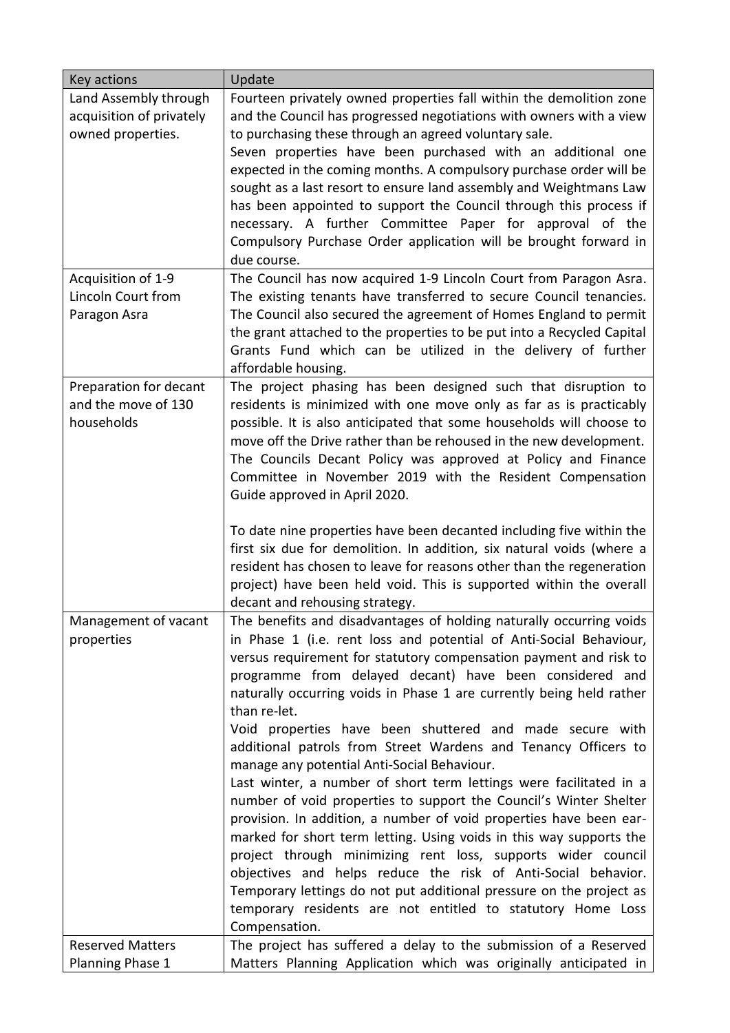| Key actions | Update |
|---|---|
| Land Assembly through acquisition of privately owned properties. | Fourteen privately owned properties fall within the demolition zone and the Council has progressed negotiations with owners with a view to purchasing these through an agreed voluntary sale. Seven properties have been purchased with an additional one expected in the coming months. A compulsory purchase order will be sought as a last resort to ensure land assembly and Weightmans Law has been appointed to support the Council through this process if necessary. A further Committee Paper for approval of the Compulsory Purchase Order application will be brought forward in due course. |
| Acquisition of 1-9 Lincoln Court from Paragon Asra | The Council has now acquired 1-9 Lincoln Court from Paragon Asra. The existing tenants have transferred to secure Council tenancies. The Council also secured the agreement of Homes England to permit the grant attached to the properties to be put into a Recycled Capital Grants Fund which can be utilized in the delivery of further affordable housing. |
| Preparation for decant and the move of 130 households | The project phasing has been designed such that disruption to residents is minimized with one move only as far as is practicably possible. It is also anticipated that some households will choose to move off the Drive rather than be rehoused in the new development. The Councils Decant Policy was approved at Policy and Finance Committee in November 2019 with the Resident Compensation Guide approved in April 2020.<br><br>To date nine properties have been decanted including five within the first six due for demolition. In addition, six natural voids (where a resident has chosen to leave for reasons other than the regeneration project) have been held void. This is supported within the overall decant and rehousing strategy. |
| Management of vacant properties | The benefits and disadvantages of holding naturally occurring voids in Phase 1 (i.e. rent loss and potential of Anti-Social Behaviour, versus requirement for statutory compensation payment and risk to programme from delayed decant) have been considered and naturally occurring voids in Phase 1 are currently being held rather than re-let.<br>Void properties have been shuttered and made secure with additional patrols from Street Wardens and Tenancy Officers to manage any potential Anti-Social Behaviour.<br>Last winter, a number of short term lettings were facilitated in a number of void properties to support the Council's Winter Shelter provision. In addition, a number of void properties have been ear-marked for short term letting. Using voids in this way supports the project through minimizing rent loss, supports wider council objectives and helps reduce the risk of Anti-Social behavior. Temporary lettings do not put additional pressure on the project as temporary residents are not entitled to statutory Home Loss Compensation. |
| Reserved Matters Planning Phase 1 | The project has suffered a delay to the submission of a Reserved Matters Planning Application which was originally anticipated in |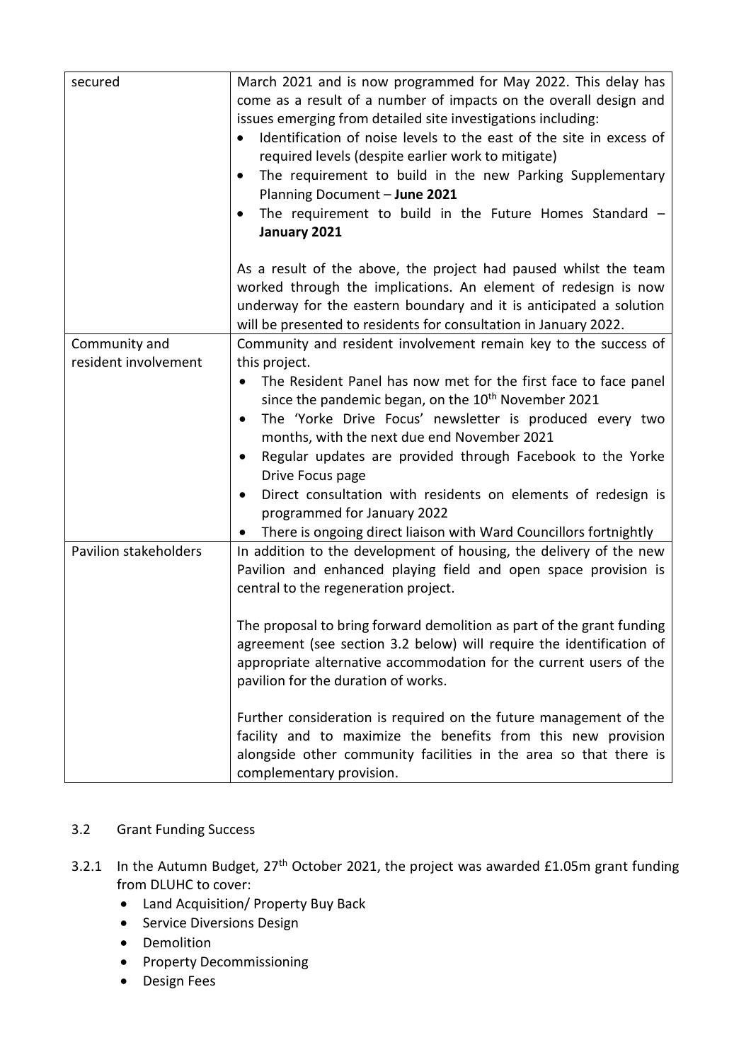| | |
|---|---|
| secured | March 2021 and is now programmed for May 2022. This delay has come as a result of a number of impacts on the overall design and issues emerging from detailed site investigations including:<br>• Identification of noise levels to the east of the site in excess of required levels (despite earlier work to mitigate)<br>• The requirement to build in the new Parking Supplementary Planning Document – **June 2021**<br>• The requirement to build in the Future Homes Standard – **January 2021**<br><br>As a result of the above, the project had paused whilst the team worked through the implications. An element of redesign is now underway for the eastern boundary and it is anticipated a solution will be presented to residents for consultation in January 2022. |
| Community and resident involvement | Community and resident involvement remain key to the success of this project.<br>• The Resident Panel has now met for the first face to face panel since the pandemic began, on the 10th November 2021<br>• The 'Yorke Drive Focus' newsletter is produced every two months, with the next due end November 2021<br>• Regular updates are provided through Facebook to the Yorke Drive Focus page<br>• Direct consultation with residents on elements of redesign is programmed for January 2022<br>• There is ongoing direct liaison with Ward Councillors fortnightly |
| Pavilion stakeholders | In addition to the development of housing, the delivery of the new Pavilion and enhanced playing field and open space provision is central to the regeneration project.<br><br>The proposal to bring forward demolition as part of the grant funding agreement (see section 3.2 below) will require the identification of appropriate alternative accommodation for the current users of the pavilion for the duration of works.<br><br>Further consideration is required on the future management of the facility and to maximize the benefits from this new provision alongside other community facilities in the area so that there is complementary provision. |

3.2 Grant Funding Success

3.2.1 In the Autumn Budget, 27th October 2021, the project was awarded £1.05m grant funding from DLUHC to cover:

- Land Acquisition/ Property Buy Back
- Service Diversions Design
- Demolition
- Property Decommissioning
- Design Fees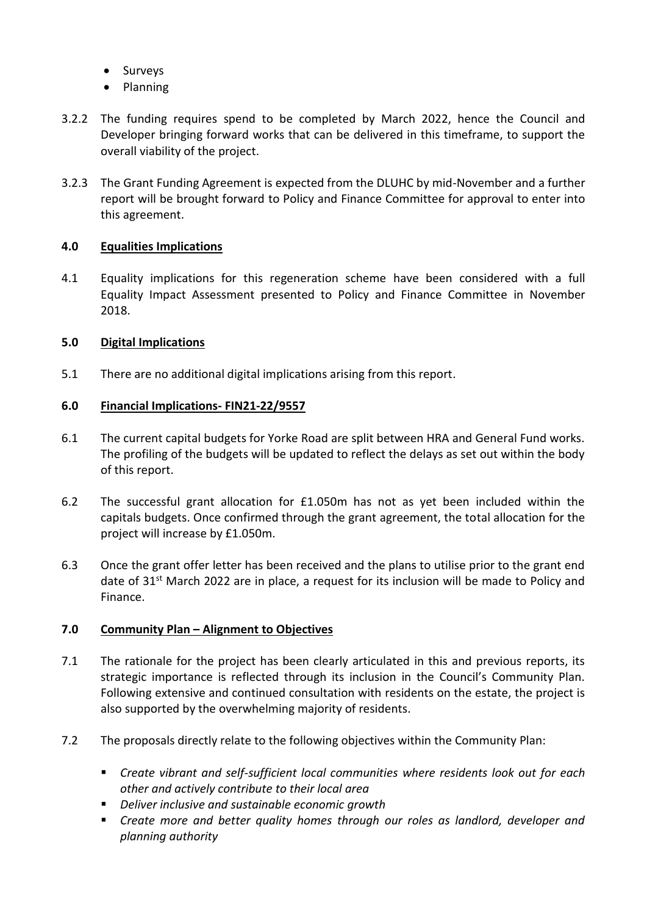- Surveys
- Planning

3.2.2 The funding requires spend to be completed by March 2022, hence the Council and Developer bringing forward works that can be delivered in this timeframe, to support the overall viability of the project.

3.2.3 The Grant Funding Agreement is expected from the DLUHC by mid-November and a further report will be brought forward to Policy and Finance Committee for approval to enter into this agreement.

## 4.0 Equalities Implications

4.1 Equality implications for this regeneration scheme have been considered with a full Equality Impact Assessment presented to Policy and Finance Committee in November 2018.

## 5.0 Digital Implications

5.1 There are no additional digital implications arising from this report.

## 6.0 Financial Implications- FIN21-22/9557

6.1 The current capital budgets for Yorke Road are split between HRA and General Fund works. The profiling of the budgets will be updated to reflect the delays as set out within the body of this report.

6.2 The successful grant allocation for £1.050m has not as yet been included within the capitals budgets. Once confirmed through the grant agreement, the total allocation for the project will increase by £1.050m.

6.3 Once the grant offer letter has been received and the plans to utilise prior to the grant end date of 31st March 2022 are in place, a request for its inclusion will be made to Policy and Finance.

## 7.0 Community Plan – Alignment to Objectives

7.1 The rationale for the project has been clearly articulated in this and previous reports, its strategic importance is reflected through its inclusion in the Council's Community Plan. Following extensive and continued consultation with residents on the estate, the project is also supported by the overwhelming majority of residents.

7.2 The proposals directly relate to the following objectives within the Community Plan:

- *Create vibrant and self-sufficient local communities where residents look out for each other and actively contribute to their local area*
- *Deliver inclusive and sustainable economic growth*
- *Create more and better quality homes through our roles as landlord, developer and planning authority*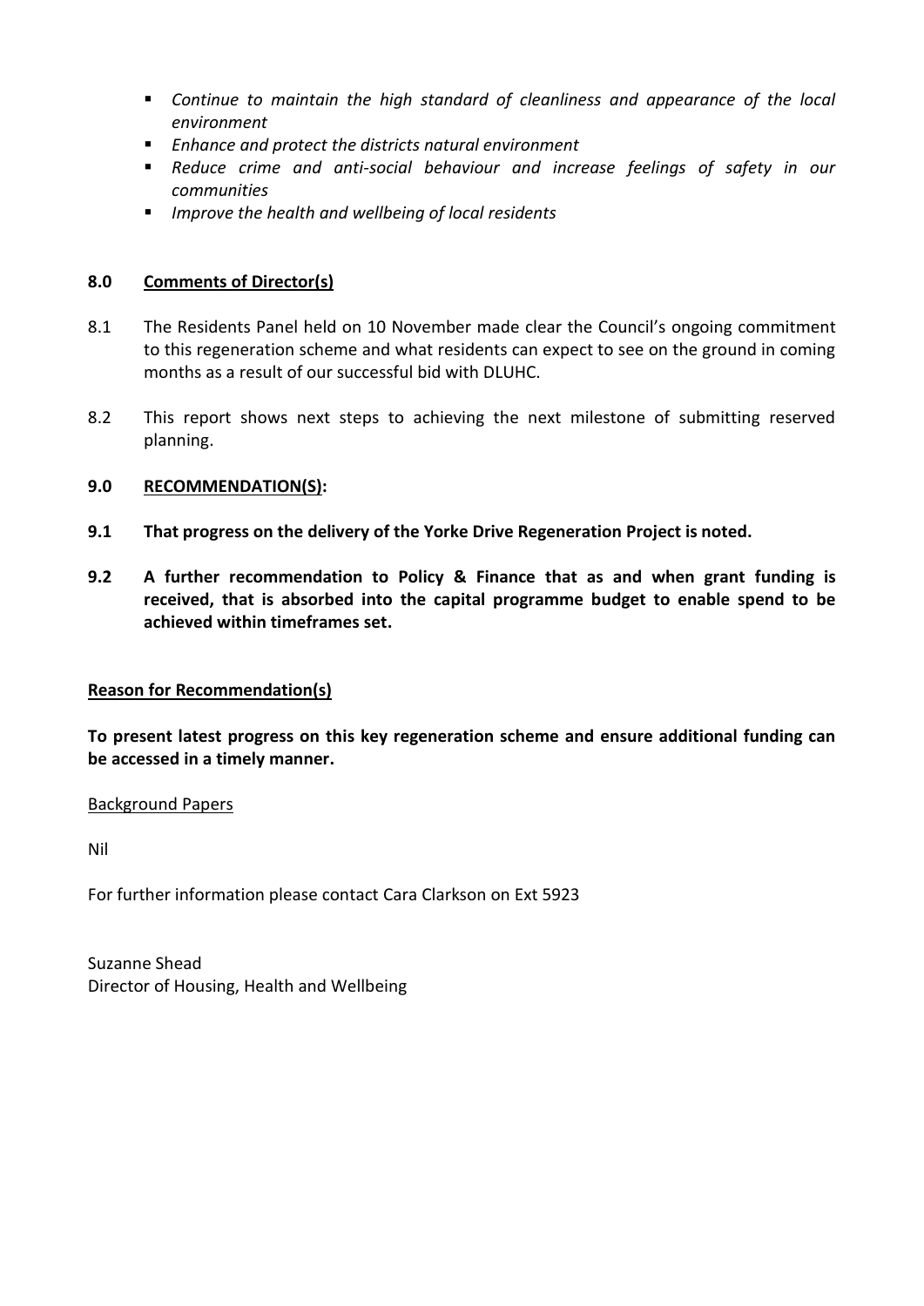- *Continue to maintain the high standard of cleanliness and appearance of the local environment*
- *Enhance and protect the districts natural environment*
- *Reduce crime and anti-social behaviour and increase feelings of safety in our communities*
- *Improve the health and wellbeing of local residents*

## 8.0 Comments of Director(s)

8.1 The Residents Panel held on 10 November made clear the Council's ongoing commitment to this regeneration scheme and what residents can expect to see on the ground in coming months as a result of our successful bid with DLUHC.

8.2 This report shows next steps to achieving the next milestone of submitting reserved planning.

## 9.0 RECOMMENDATION(S):

**9.1 That progress on the delivery of the Yorke Drive Regeneration Project is noted.**

**9.2 A further recommendation to Policy & Finance that as and when grant funding is received, that is absorbed into the capital programme budget to enable spend to be achieved within timeframes set.**

**Reason for Recommendation(s)**

**To present latest progress on this key regeneration scheme and ensure additional funding can be accessed in a timely manner.**

Background Papers

Nil

For further information please contact Cara Clarkson on Ext 5923

Suzanne Shead
Director of Housing, Health and Wellbeing